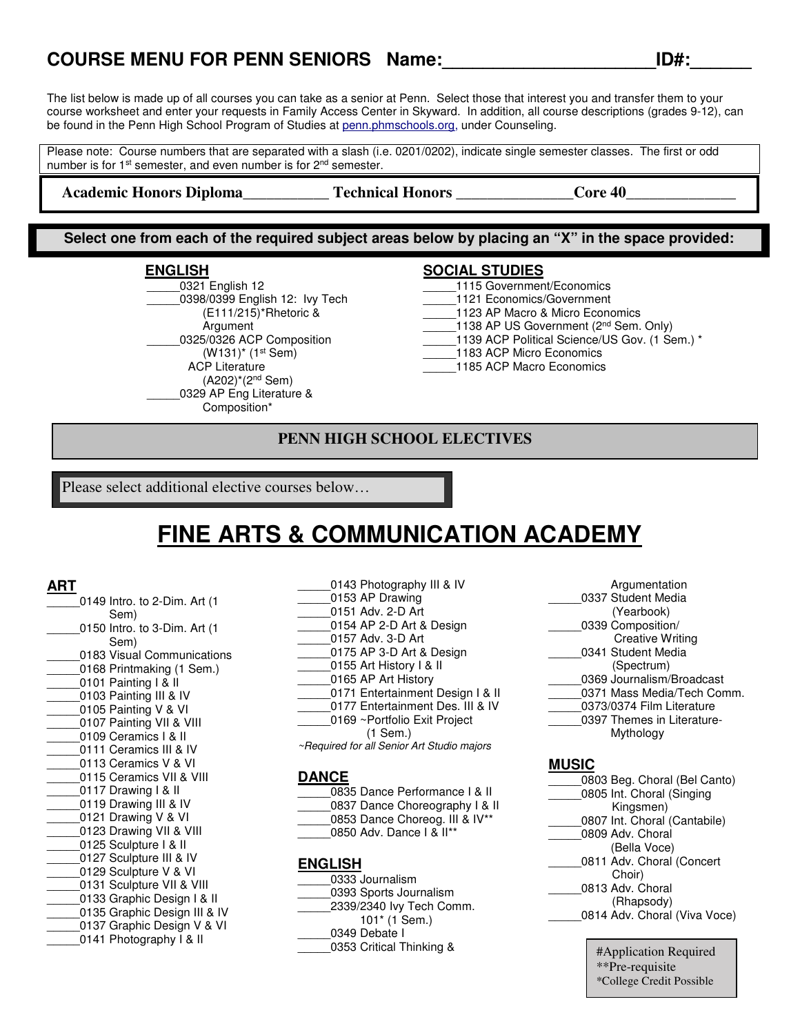# COURSE MENU FOR PENN SENIORS Name:_____________________ID#:______

The list below is made up of all courses you can take as a senior at Penn. Select those that interest you and transfer them to your course worksheet and enter your requests in Family Access Center in Skyward. In addition, all course descriptions (grades 9-12), can be found in the Penn High School Program of Studies at penn.phmschools.org, under Counseling.

Please note: Course numbers that are separated with a slash (i.e. 0201/0202), indicate single semester classes. The first or odd number is for 1st semester, and even number is for 2nd semester.

**Academic Honors Diploma__________ Technical Honors ______________Core 40_____________**

**Select one from each of the required subject areas below by placing an "X" in the space provided:**

### ENGLISH

_____0321 English 12
_____0398/0399 English 12: Ivy Tech (E111/215)*Rhetoric & Argument
_____0325/0326 ACP Composition (W131)* (1st Sem)
ACP Literature (A202)*(2nd Sem)
_____0329 AP Eng Literature & Composition*

### SOCIAL STUDIES

_____1115 Government/Economics
_____1121 Economics/Government
_____1123 AP Macro & Micro Economics
_____1138 AP US Government (2nd Sem. Only)
_____1139 ACP Political Science/US Gov. (1 Sem.) *
_____1183 ACP Micro Economics
_____1185 ACP Macro Economics

## PENN HIGH SCHOOL ELECTIVES

Please select additional elective courses below…

# FINE ARTS & COMMUNICATION ACADEMY

### ART

_____0149 Intro. to 2-Dim. Art (1 Sem)
_____0150 Intro. to 3-Dim. Art (1 Sem)
_____0183 Visual Communications
_____0168 Printmaking (1 Sem.)
_____0101 Painting I & II
_____0103 Painting III & IV
_____0105 Painting V & VI
_____0107 Painting VII & VIII
_____0109 Ceramics I & II
_____0111 Ceramics III & IV
_____0113 Ceramics V & VI
_____0115 Ceramics VII & VIII
_____0117 Drawing I & II
_____0119 Drawing III & IV
_____0121 Drawing V & VI
_____0123 Drawing VII & VIII
_____0125 Sculpture I & II
_____0127 Sculpture III & IV
_____0129 Sculpture V & VI
_____0131 Sculpture VII & VIII
_____0133 Graphic Design I & II
_____0135 Graphic Design III & IV
_____0137 Graphic Design V & VI
_____0141 Photography I & II
_____0143 Photography III & IV
_____0153 AP Drawing
_____0151 Adv. 2-D Art
_____0154 AP 2-D Art & Design
_____0157 Adv. 3-D Art
_____0175 AP 3-D Art & Design
_____0155 Art History I & II
_____0165 AP Art History
_____0171 Entertainment Design I & II
_____0177 Entertainment Des. III & IV
_____0169 ~Portfolio Exit Project (1 Sem.)

*~Required for all Senior Art Studio majors*

### DANCE

_____0835 Dance Performance I & II
_____0837 Dance Choreography I & II
_____0853 Dance Choreog. III & IV**
_____0850 Adv. Dance I & II**

### ENGLISH

_____0333 Journalism
_____0393 Sports Journalism
_____2339/2340 Ivy Tech Comm. 101* (1 Sem.)
_____0349 Debate I
_____0353 Critical Thinking & Argumentation
_____0337 Student Media (Yearbook)
_____0339 Composition/ Creative Writing
_____0341 Student Media (Spectrum)
_____0369 Journalism/Broadcast
_____0371 Mass Media/Tech Comm.
_____0373/0374 Film Literature
_____0397 Themes in Literature-Mythology

### MUSIC

_____0803 Beg. Choral (Bel Canto)
_____0805 Int. Choral (Singing Kingsmen)
_____0807 Int. Choral (Cantabile)
_____0809 Adv. Choral (Bella Voce)
_____0811 Adv. Choral (Concert Choir)
_____0813 Adv. Choral (Rhapsody)
_____0814 Adv. Choral (Viva Voce)

#Application Required
**Pre-requisite
*College Credit Possible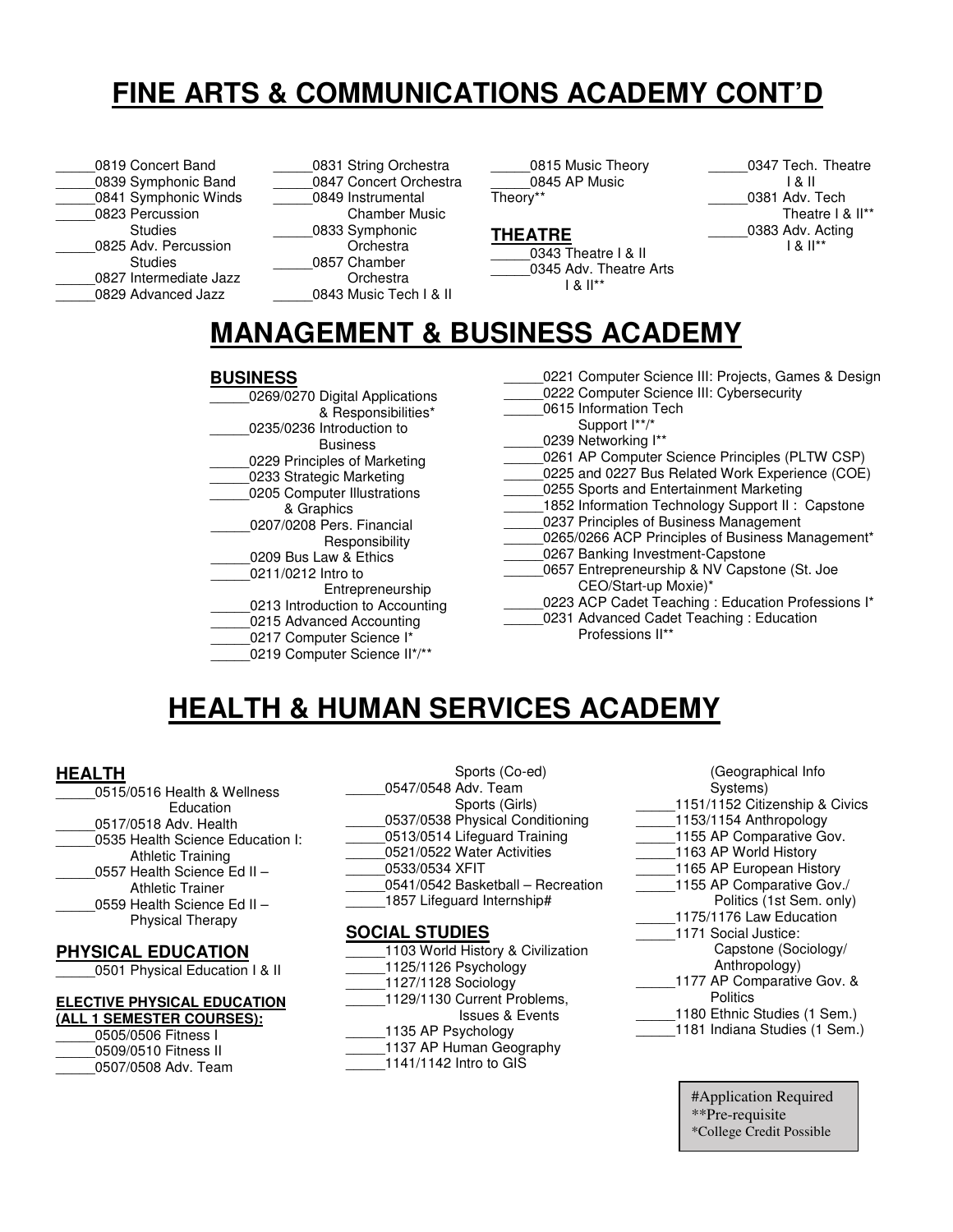# FINE ARTS & COMMUNICATIONS ACADEMY CONT'D

_____0819 Concert Band
_____0839 Symphonic Band
_____0841 Symphonic Winds
_____0823 Percussion Studies
_____0825 Adv. Percussion Studies
_____0827 Intermediate Jazz
_____0829 Advanced Jazz

_____0831 String Orchestra
_____0847 Concert Orchestra
_____0849 Instrumental Chamber Music
_____0833 Symphonic Orchestra
_____0857 Chamber Orchestra
_____0843 Music Tech I & II

_____0815 Music Theory
_____0845 AP Music Theory**

**THEATRE**

_____0343 Theatre I & II
_____0345 Adv. Theatre Arts I & II**

_____0347 Tech. Theatre I & II
_____0381 Adv. Tech Theatre I & II**
_____0383 Adv. Acting I & II**

# MANAGEMENT & BUSINESS ACADEMY

**BUSINESS**

_____0269/0270 Digital Applications & Responsibilities*
_____0235/0236 Introduction to Business
_____0229 Principles of Marketing
_____0233 Strategic Marketing
_____0205 Computer Illustrations & Graphics
_____0207/0208 Pers. Financial Responsibility
_____0209 Bus Law & Ethics
_____0211/0212 Intro to Entrepreneurship
_____0213 Introduction to Accounting
_____0215 Advanced Accounting
_____0217 Computer Science I*
_____0219 Computer Science II*/**

_____0221 Computer Science III: Projects, Games & Design
_____0222 Computer Science III: Cybersecurity
_____0615 Information Tech Support I**/*
_____0239 Networking I**
_____0261 AP Computer Science Principles (PLTW CSP)
_____0225 and 0227 Bus Related Work Experience (COE)
_____0255 Sports and Entertainment Marketing
_____1852 Information Technology Support II : Capstone
_____0237 Principles of Business Management
_____0265/0266 ACP Principles of Business Management*
_____0267 Banking Investment-Capstone
_____0657 Entrepreneurship & NV Capstone (St. Joe CEO/Start-up Moxie)*
_____0223 ACP Cadet Teaching : Education Professions I*
_____0231 Advanced Cadet Teaching : Education Professions II**

# HEALTH & HUMAN SERVICES ACADEMY

**HEALTH**

_____0515/0516 Health & Wellness Education
_____0517/0518 Adv. Health
_____0535 Health Science Education I: Athletic Training
_____0557 Health Science Ed II – Athletic Trainer
_____0559 Health Science Ed II – Physical Therapy

**PHYSICAL EDUCATION**

_____0501 Physical Education I & II

**ELECTIVE PHYSICAL EDUCATION (ALL 1 SEMESTER COURSES):**

_____0505/0506 Fitness I
_____0509/0510 Fitness II
_____0507/0508 Adv. Team Sports (Co-ed)
_____0547/0548 Adv. Team Sports (Girls)
_____0537/0538 Physical Conditioning
_____0513/0514 Lifeguard Training
_____0521/0522 Water Activities
_____0533/0534 XFIT
_____0541/0542 Basketball – Recreation
_____1857 Lifeguard Internship#

**SOCIAL STUDIES**

_____1103 World History & Civilization
_____1125/1126 Psychology
_____1127/1128 Sociology
_____1129/1130 Current Problems, Issues & Events
_____1135 AP Psychology
_____1137 AP Human Geography
_____1141/1142 Intro to GIS (Geographical Info Systems)
_____1151/1152 Citizenship & Civics
_____1153/1154 Anthropology
_____1155 AP Comparative Gov.
_____1163 AP World History
_____1165 AP European History
_____1155 AP Comparative Gov./ Politics (1st Sem. only)
_____1175/1176 Law Education
_____1171 Social Justice: Capstone (Sociology/ Anthropology)
_____1177 AP Comparative Gov. & Politics
_____1180 Ethnic Studies (1 Sem.)
_____1181 Indiana Studies (1 Sem.)

#Application Required
**Pre-requisite
*College Credit Possible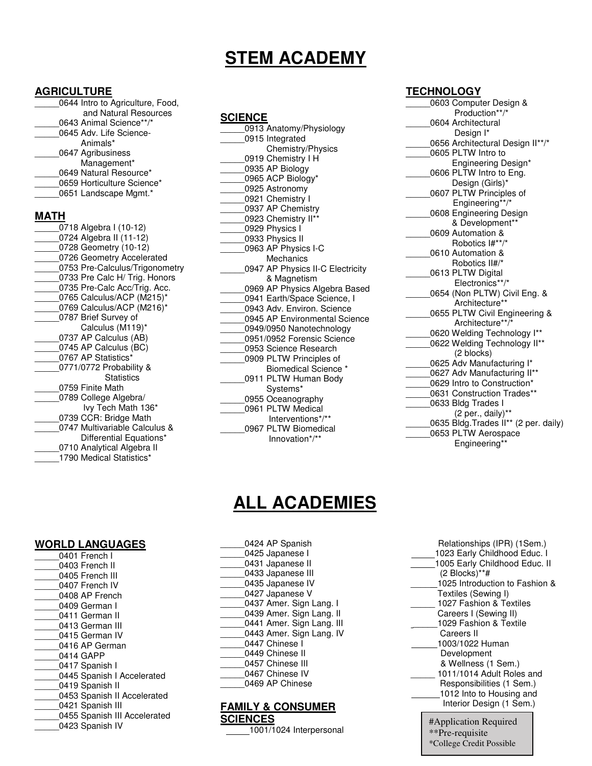# STEM ACADEMY

## AGRICULTURE

_____0644 Intro to Agriculture, Food, and Natural Resources
_____0643 Animal Science**/*
_____0645 Adv. Life Science-Animals*
_____0647 Agribusiness Management*
_____0649 Natural Resource*
_____0659 Horticulture Science*
_____0651 Landscape Mgmt.*

## MATH

_____0718 Algebra I (10-12)
_____0724 Algebra II (11-12)
_____0728 Geometry (10-12)
_____0726 Geometry Accelerated
_____0753 Pre-Calculus/Trigonometry
_____0733 Pre Calc H/ Trig. Honors
_____0735 Pre-Calc Acc/Trig. Acc.
_____0765 Calculus/ACP (M215)*
_____0769 Calculus/ACP (M216)*
_____0787 Brief Survey of Calculus (M119)*
_____0737 AP Calculus (AB)
_____0745 AP Calculus (BC)
_____0767 AP Statistics*
_____0771/0772 Probability & Statistics
_____0759 Finite Math
_____0789 College Algebra/ Ivy Tech Math 136*
_____0739 CCR: Bridge Math
_____0747 Multivariable Calculus & Differential Equations*
_____0710 Analytical Algebra II
_____1790 Medical Statistics*

## SCIENCE

_____0913 Anatomy/Physiology
_____0915 Integrated Chemistry/Physics
_____0919 Chemistry I H
_____0935 AP Biology
_____0965 ACP Biology*
_____0925 Astronomy
_____0921 Chemistry I
_____0937 AP Chemistry
_____0923 Chemistry II**
_____0929 Physics I
_____0933 Physics II
_____0963 AP Physics I-C Mechanics
_____0947 AP Physics II-C Electricity & Magnetism
_____0969 AP Physics Algebra Based
_____0941 Earth/Space Science, I
_____0943 Adv. Environ. Science
_____0945 AP Environmental Science
_____0949/0950 Nanotechnology
_____0951/0952 Forensic Science
_____0953 Science Research
_____0909 PLTW Principles of Biomedical Science *
_____0911 PLTW Human Body Systems*
_____0955 Oceanography
_____0961 PLTW Medical Interventions*/**
_____0967 PLTW Biomedical Innovation*/**

## TECHNOLOGY

_____0603 Computer Design & Production**/*
_____0604 Architectural Design I*
_____0656 Architectural Design II**/*
_____0605 PLTW Intro to Engineering Design*
_____0606 PLTW Intro to Eng. Design (Girls)*
_____0607 PLTW Principles of Engineering**/*
_____0608 Engineering Design & Development**
_____0609 Automation & Robotics I#**/*
_____0610 Automation & Robotics II#/*
_____0613 PLTW Digital Electronics**/*
_____0654 (Non PLTW) Civil Eng. & Architecture**
_____0655 PLTW Civil Engineering & Architecture**/*
_____0620 Welding Technology I**
_____0622 Welding Technology II** (2 blocks)
_____0625 Adv Manufacturing I*
_____0627 Adv Manufacturing II**
_____0629 Intro to Construction*
_____0631 Construction Trades**
_____0633 Bldg Trades I (2 per., daily)**
_____0635 Bldg.Trades II** (2 per. daily)
_____0653 PLTW Aerospace Engineering**

# ALL ACADEMIES

## WORLD LANGUAGES

_____0401 French I
_____0403 French II
_____0405 French III
_____0407 French IV
_____0408 AP French
_____0409 German I
_____0411 German II
_____0413 German III
_____0415 German IV
_____0416 AP German
_____0414 GAPP
_____0417 Spanish I
_____0445 Spanish I Accelerated
_____0419 Spanish II
_____0453 Spanish II Accelerated
_____0421 Spanish III
_____0455 Spanish III Accelerated
_____0423 Spanish IV
_____0424 AP Spanish
_____0425 Japanese I
_____0431 Japanese II
_____0433 Japanese III
_____0435 Japanese IV
_____0427 Japanese V
_____0437 Amer. Sign Lang. I
_____0439 Amer. Sign Lang. II
_____0441 Amer. Sign Lang. III
_____0443 Amer. Sign Lang. IV
_____0447 Chinese I
_____0449 Chinese II
_____0457 Chinese III
_____0467 Chinese IV
_____0469 AP Chinese

## FAMILY & CONSUMER SCIENCES

_____1001/1024 Interpersonal Relationships (IPR) (1Sem.)
_____1023 Early Childhood Educ. I
_____1005 Early Childhood Educ. II (2 Blocks)**#
_____1025 Introduction to Fashion & Textiles (Sewing I)
_____1027 Fashion & Textiles Careers I (Sewing II)
_____1029 Fashion & Textile Careers II
_____1003/1022 Human Development & Wellness (1 Sem.)
_____1011/1014 Adult Roles and Responsibilities (1 Sem.)
_____1012 Into to Housing and Interior Design (1 Sem.)

#Application Required
**Pre-requisite
*College Credit Possible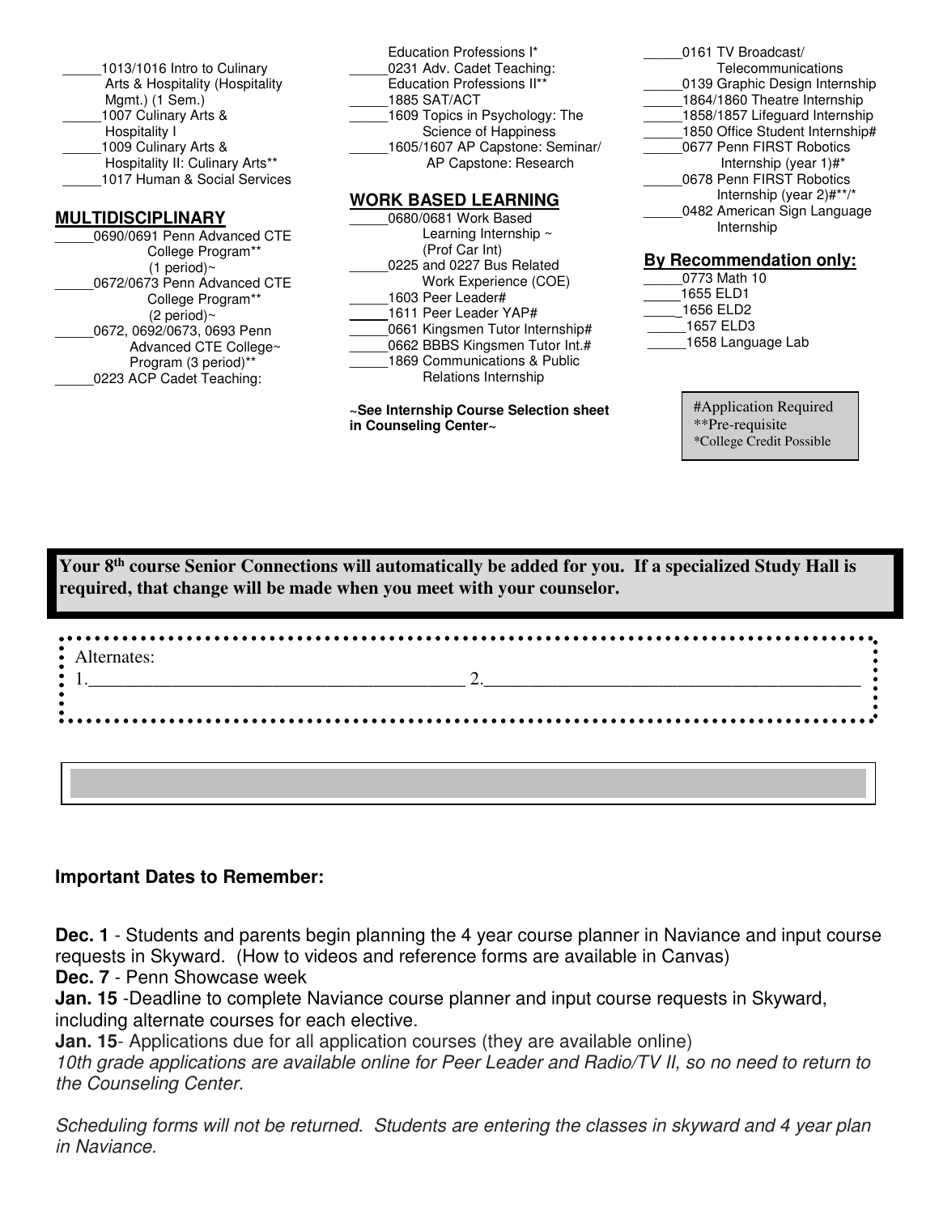_____1013/1016 Intro to Culinary Arts & Hospitality (Hospitality Mgmt.) (1 Sem.)
_____1007 Culinary Arts & Hospitality I
_____1009 Culinary Arts & Hospitality II: Culinary Arts**
_____1017 Human & Social Services

## MULTIDISCIPLINARY

_____0690/0691 Penn Advanced CTE College Program** (1 period)~
_____0672/0673 Penn Advanced CTE College Program** (2 period)~
_____0672, 0692/0673, 0693 Penn Advanced CTE College~ Program (3 period)**
_____0223 ACP Cadet Teaching: Education Professions I*
_____0231 Adv. Cadet Teaching: Education Professions II**
_____1885 SAT/ACT
_____1609 Topics in Psychology: The Science of Happiness
_____1605/1607 AP Capstone: Seminar/ AP Capstone: Research

## WORK BASED LEARNING

_____0680/0681 Work Based Learning Internship ~ (Prof Car Int)
_____0225 and 0227 Bus Related Work Experience (COE)
_____1603 Peer Leader#
_____1611 Peer Leader YAP#
_____0661 Kingsmen Tutor Internship#
_____0662 BBBS Kingsmen Tutor Int.#
_____1869 Communications & Public Relations Internship

~**See Internship Course Selection sheet in Counseling Center**~

_____0161 TV Broadcast/ Telecommunications
_____0139 Graphic Design Internship
_____1864/1860 Theatre Internship
_____1858/1857 Lifeguard Internship
_____1850 Office Student Internship#
_____0677 Penn FIRST Robotics Internship (year 1)#*
_____0678 Penn FIRST Robotics Internship (year 2)#**/*
_____0482 American Sign Language Internship

## By Recommendation only:

_____0773 Math 10
_____1655 ELD1
_____1656 ELD2
_____1657 ELD3
_____1658 Language Lab

#Application Required
**Pre-requisite
*College Credit Possible

**Your 8th course Senior Connections will automatically be added for you. If a specialized Study Hall is required, that change will be made when you meet with your counselor.**

Alternates:
1.________________________________________ 2.________________________________________

**Important Dates to Remember:**

**Dec. 1** - Students and parents begin planning the 4 year course planner in Naviance and input course requests in Skyward. (How to videos and reference forms are available in Canvas)
**Dec. 7** - Penn Showcase week
**Jan. 15** -Deadline to complete Naviance course planner and input course requests in Skyward, including alternate courses for each elective.
**Jan. 15**- Applications due for all application courses (they are available online)
*10th grade applications are available online for Peer Leader and Radio/TV II, so no need to return to the Counseling Center.*

*Scheduling forms will not be returned. Students are entering the classes in skyward and 4 year plan in Naviance.*